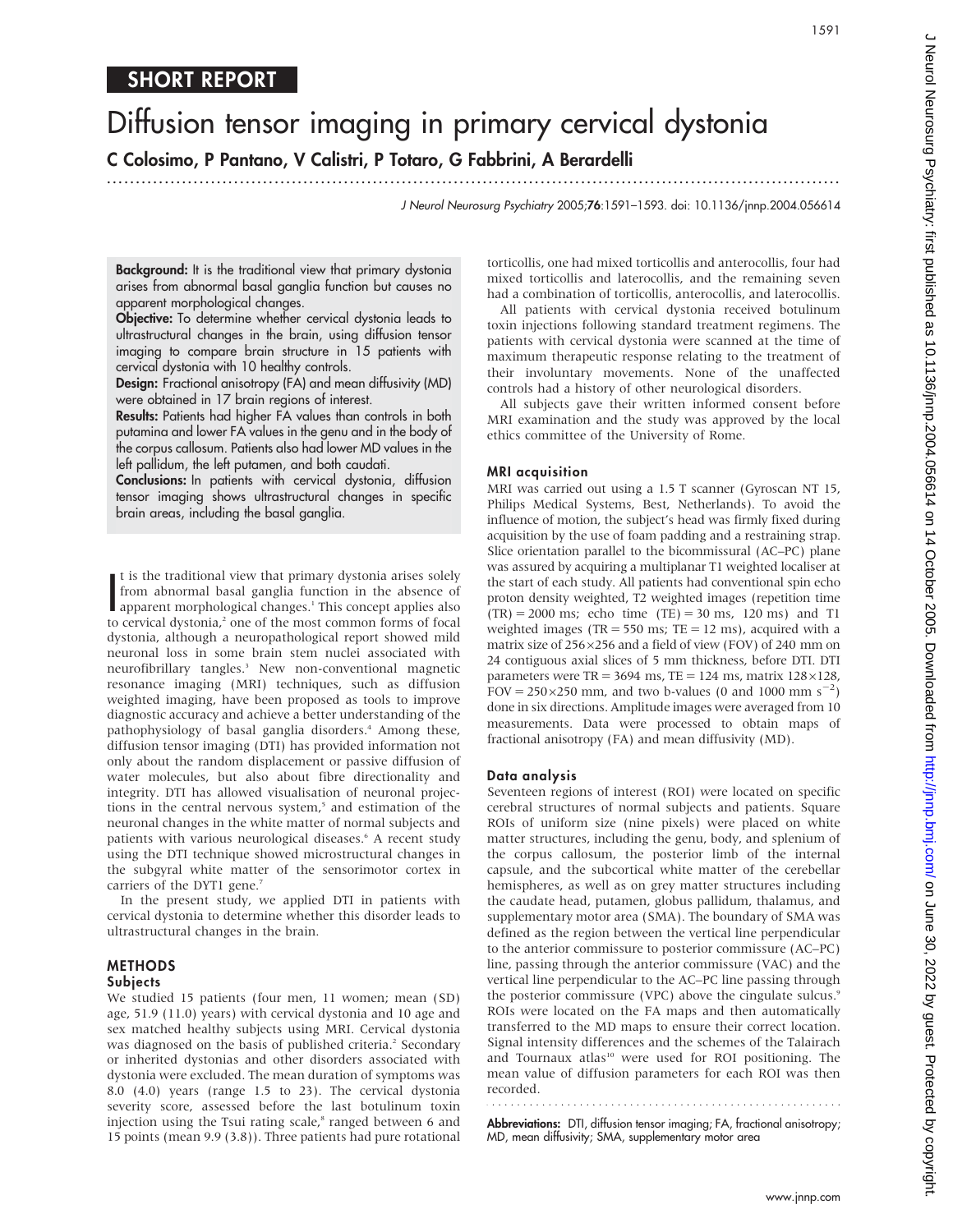## SHORT REPORT

# Diffusion tensor imaging in primary cervical dystonia

**C Colosimo, P Pantano, V Calistri, P Totaro, G Fabbrini, A Berardelli**

> **Background:** It is the traditional view that primary dystonia arises from abnormal basal ganglia function but causes no apparent morphological changes.
>
> **Objective:** To determine whether cervical dystonia leads to ultrastructural changes in the brain, using diffusion tensor imaging to compare brain structure in 15 patients with cervical dystonia with 10 healthy controls.
>
> **Design:** Fractional anisotropy (FA) and mean diffusivity (MD) were obtained in 17 brain regions of interest.
>
> **Results:** Patients had higher FA values than controls in both putamina and lower FA values in the genu and in the body of the corpus callosum. Patients also had lower MD values in the left pallidum, the left putamen, and both caudati.
>
> **Conclusions:** In patients with cervical dystonia, diffusion tensor imaging shows ultrastructural changes in specific brain areas, including the basal ganglia.

It is the traditional view that primary dystonia arises solely from abnormal basal ganglia function in the absence of apparent morphological changes.[1] This concept applies also to cervical dystonia,[2] one of the most common forms of focal dystonia, although a neuropathological report showed mild neuronal loss in some brain stem nuclei associated with neurofibrillary tangles.[3] New non-conventional magnetic resonance imaging (MRI) techniques, such as diffusion weighted imaging, have been proposed as tools to improve diagnostic accuracy and achieve a better understanding of the pathophysiology of basal ganglia disorders.[4] Among these, diffusion tensor imaging (DTI) has provided information not only about the random displacement or passive diffusion of water molecules, but also about fibre directionality and integrity. DTI has allowed visualisation of neuronal projections in the central nervous system,[5] and estimation of the neuronal changes in the white matter of normal subjects and patients with various neurological diseases.[6] A recent study using the DTI technique showed microstructural changes in the subgyral white matter of the sensorimotor cortex in carriers of the DYT1 gene.[7]

In the present study, we applied DTI in patients with cervical dystonia to determine whether this disorder leads to ultrastructural changes in the brain.

## METHODS

### Subjects

We studied 15 patients (four men, 11 women; mean (SD) age, 51.9 (11.0) years) with cervical dystonia and 10 age and sex matched healthy subjects using MRI. Cervical dystonia was diagnosed on the basis of published criteria.[2] Secondary or inherited dystonias and other disorders associated with dystonia were excluded. The mean duration of symptoms was 8.0 (4.0) years (range 1.5 to 23). The cervical dystonia severity score, assessed before the last botulinum toxin injection using the Tsui rating scale,[8] ranged between 6 and 15 points (mean 9.9 (3.8)). Three patients had pure rotational torticollis, one had mixed torticollis and anterocollis, four had mixed torticollis and laterocollis, and the remaining seven had a combination of torticollis, anterocollis, and laterocollis.

All patients with cervical dystonia received botulinum toxin injections following standard treatment regimens. The patients with cervical dystonia were scanned at the time of maximum therapeutic response relating to the treatment of their involuntary movements. None of the unaffected controls had a history of other neurological disorders.

All subjects gave their written informed consent before MRI examination and the study was approved by the local ethics committee of the University of Rome.

### MRI acquisition

MRI was carried out using a 1.5 T scanner (Gyroscan NT 15, Philips Medical Systems, Best, Netherlands). To avoid the influence of motion, the subject's head was firmly fixed during acquisition by the use of foam padding and a restraining strap. Slice orientation parallel to the bicommissural (AC–PC) plane was assured by acquiring a multiplanar T1 weighted localiser at the start of each study. All patients had conventional spin echo proton density weighted, T2 weighted images (repetition time (TR) = 2000 ms; echo time (TE) = 30 ms, 120 ms) and T1 weighted images (TR = 550 ms; TE = 12 ms), acquired with a matrix size of 256×256 and a field of view (FOV) of 240 mm on 24 contiguous axial slices of 5 mm thickness, before DTI. DTI parameters were TR = 3694 ms, TE = 124 ms, matrix 128×128, FOV = 250×250 mm, and two b-values (0 and 1000 mm $s^{-2}$) done in six directions. Amplitude images were averaged from 10 measurements. Data were processed to obtain maps of fractional anisotropy (FA) and mean diffusivity (MD).

### Data analysis

Seventeen regions of interest (ROI) were located on specific cerebral structures of normal subjects and patients. Square ROIs of uniform size (nine pixels) were placed on white matter structures, including the genu, body, and splenium of the corpus callosum, the posterior limb of the internal capsule, and the subcortical white matter of the cerebellar hemispheres, as well as on grey matter structures including the caudate head, putamen, globus pallidum, thalamus, and supplementary motor area (SMA). The boundary of SMA was defined as the region between the vertical line perpendicular to the anterior commissure to posterior commissure (AC–PC) line, passing through the anterior commissure (VAC) and the vertical line perpendicular to the AC–PC line passing through the posterior commissure (VPC) above the cingulate sulcus.[9] ROIs were placed on the FA maps and then automatically transferred to the MD maps to ensure their correct location. Signal intensity differences and the schemes of the Talairach and Tournaux atlas[10] were used for ROI positioning. The mean value of diffusion parameters for each ROI was then recorded.

**Abbreviations:** DTI, diffusion tensor imaging; FA, fractional anisotropy; MD, mean diffusivity; SMA, supplementary motor area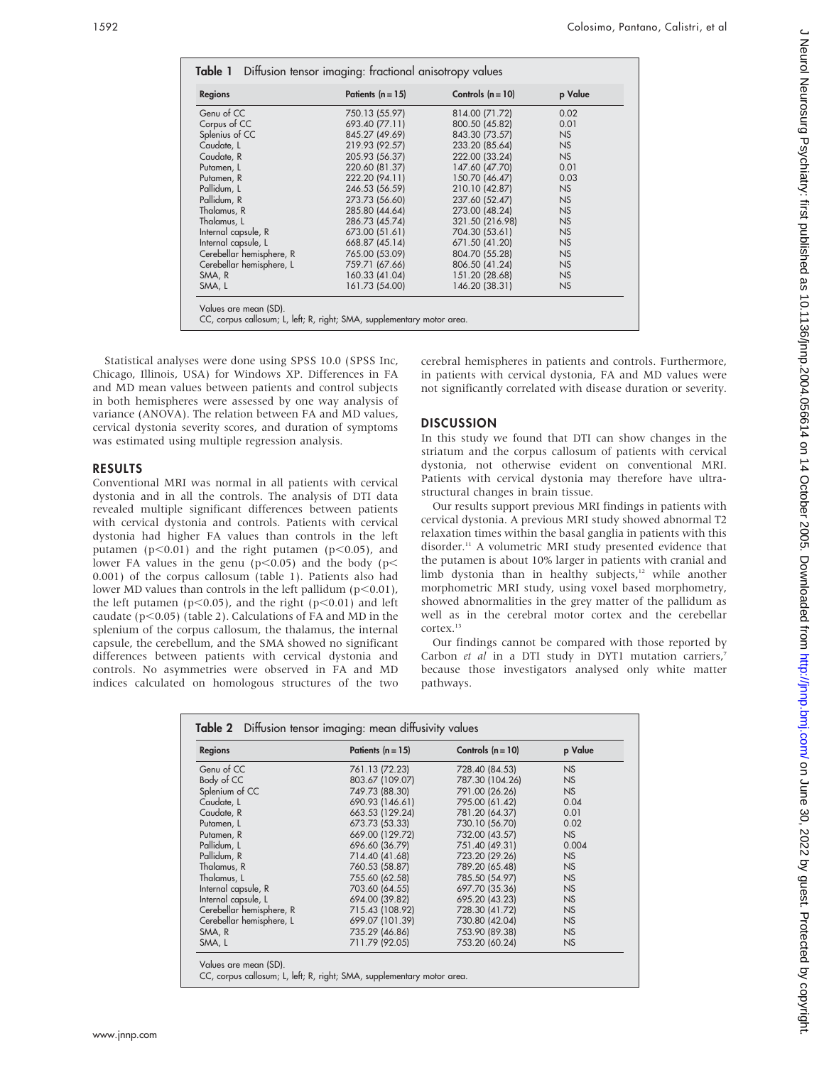**Table 1** Diffusion tensor imaging: fractional anisotropy values

| Regions | Patients (n = 15) | Controls (n = 10) | p Value |
|---|---|---|---|
| Genu of CC | 750.13 (55.97) | 814.00 (71.72) | 0.02 |
| Corpus of CC | 693.40 (77.11) | 800.50 (45.82) | 0.01 |
| Splenius of CC | 845.27 (49.69) | 843.30 (73.57) | NS |
| Caudate, L | 219.93 (92.57) | 233.20 (85.64) | NS |
| Caudate, R | 205.93 (56.37) | 222.00 (33.24) | NS |
| Putamen, L | 220.60 (81.37) | 147.60 (47.70) | 0.01 |
| Putamen, R | 222.20 (94.11) | 150.70 (46.47) | 0.03 |
| Pallidum, L | 246.53 (56.59) | 210.10 (42.87) | NS |
| Pallidum, R | 273.73 (56.60) | 237.60 (52.47) | NS |
| Thalamus, R | 285.80 (44.64) | 273.00 (48.24) | NS |
| Thalamus, L | 286.73 (45.74) | 321.50 (216.98) | NS |
| Internal capsule, R | 673.00 (51.61) | 704.30 (53.61) | NS |
| Internal capsule, L | 668.87 (45.14) | 671.50 (41.20) | NS |
| Cerebellar hemisphere, R | 765.00 (53.09) | 804.70 (55.28) | NS |
| Cerebellar hemisphere, L | 759.71 (67.66) | 806.50 (41.24) | NS |
| SMA, R | 160.33 (41.04) | 151.20 (28.68) | NS |
| SMA, L | 161.73 (54.00) | 146.20 (38.31) | NS |

Values are mean (SD).
CC, corpus callosum; L, left; R, right; SMA, supplementary motor area.

Statistical analyses were done using SPSS 10.0 (SPSS Inc, Chicago, Illinois, USA) for Windows XP. Differences in FA and MD mean values between patients and control subjects in both hemispheres were assessed by one way analysis of variance (ANOVA). The relation between FA and MD values, cervical dystonia severity scores, and duration of symptoms was estimated using multiple regression analysis.

## RESULTS

Conventional MRI was normal in all patients with cervical dystonia and in all the controls. The analysis of DTI data revealed multiple significant differences between patients with cervical dystonia and controls. Patients with cervical dystonia had higher FA values than controls in the left putamen ($p<0.01$) and the right putamen ($p<0.05$), and lower FA values in the genu ($p<0.05$) and the body ($p<0.001$) of the corpus callosum (table 1). Patients also had lower MD values than controls in the left pallidum ($p<0.01$), the left putamen ($p<0.05$), and the right ($p<0.01$) and left caudate ($p<0.05$) (table 2). Calculations of FA and MD in the splenium of the corpus callosum, the thalamus, the internal capsule, the cerebellum, and the SMA showed no significant differences between patients with cervical dystonia and controls. No asymmetries were observed in FA and MD indices calculated on homologous structures of the two cerebral hemispheres in patients and controls. Furthermore, in patients with cervical dystonia, FA and MD values were not significantly correlated with disease duration or severity.

## DISCUSSION

In this study we found that DTI can show changes in the striatum and the corpus callosum of patients with cervical dystonia, not otherwise evident on conventional MRI. Patients with cervical dystonia may therefore have ultrastructural changes in brain tissue.

Our results support previous MRI findings in patients with cervical dystonia. A previous MRI study showed abnormal T2 relaxation times within the basal ganglia in patients with this disorder.[11] A volumetric MRI study presented evidence that the putamen is about 10% larger in patients with cranial and limb dystonia than in healthy subjects,[12] while another morphometric MRI study, using voxel based morphometry, showed abnormalities in the grey matter of the pallidum as well as in the cerebral motor cortex and the cerebellar cortex.[13]

Our findings cannot be compared with those reported by Carbon *et al* in a DTI study in DYT1 mutation carriers,[7] because those investigators analysed only white matter pathways.

**Table 2** Diffusion tensor imaging: mean diffusivity values

| Regions | Patients (n = 15) | Controls (n = 10) | p Value |
|---|---|---|---|
| Genu of CC | 761.13 (72.23) | 728.40 (84.53) | NS |
| Body of CC | 803.67 (109.07) | 787.30 (104.26) | NS |
| Splenium of CC | 749.73 (88.30) | 791.00 (26.26) | NS |
| Caudate, L | 690.93 (146.61) | 795.00 (61.42) | 0.04 |
| Caudate, R | 663.53 (129.24) | 781.20 (64.37) | 0.01 |
| Putamen, L | 673.73 (53.33) | 730.10 (56.70) | 0.02 |
| Putamen, R | 669.00 (129.72) | 732.00 (43.57) | NS |
| Pallidum, L | 696.60 (36.79) | 751.40 (49.31) | 0.004 |
| Pallidum, R | 714.40 (41.68) | 723.20 (29.26) | NS |
| Thalamus, R | 760.53 (58.87) | 789.20 (65.48) | NS |
| Thalamus, L | 755.60 (62.58) | 785.50 (54.97) | NS |
| Internal capsule, R | 703.60 (64.55) | 697.70 (35.36) | NS |
| Internal capsule, L | 694.00 (39.82) | 695.20 (43.23) | NS |
| Cerebellar hemisphere, R | 715.43 (108.92) | 728.30 (41.72) | NS |
| Cerebellar hemisphere, L | 699.07 (101.39) | 730.80 (42.04) | NS |
| SMA, R | 735.29 (46.86) | 753.90 (89.38) | NS |
| SMA, L | 711.79 (92.05) | 753.20 (60.24) | NS |

Values are mean (SD).
CC, corpus callosum; L, left; R, right; SMA, supplementary motor area.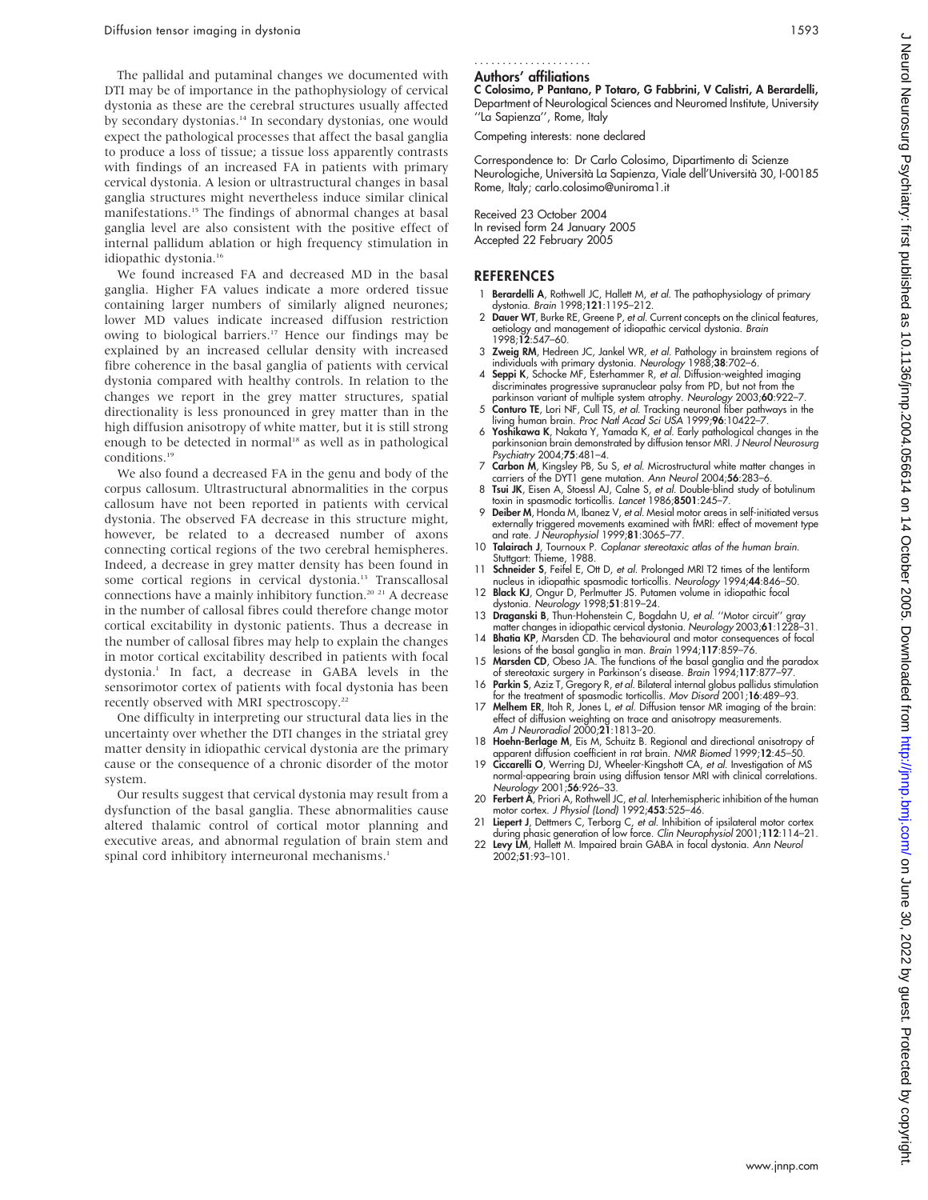The pallidal and putaminal changes we documented with DTI may be of importance in the pathophysiology of cervical dystonia as these are the cerebral structures usually affected by secondary dystonias.[14] In secondary dystonias, one would expect the pathological processes that affect the basal ganglia to produce a loss of tissue; a tissue loss apparently contrasts with findings of an increased FA in patients with primary cervical dystonia. A lesion or ultrastructural changes in basal ganglia structures might nevertheless induce similar clinical manifestations.[15] The findings of abnormal changes at basal ganglia level are also consistent with the positive effect of internal pallidum ablation or high frequency stimulation in idiopathic dystonia.[16]

We found increased FA and decreased MD in the basal ganglia. Higher FA values indicate a more ordered tissue containing larger numbers of similarly aligned neurones; lower MD values indicate increased diffusion restriction owing to biological barriers.[17] Hence our findings may be explained by an increased cellular density with increased fibre coherence in the basal ganglia of patients with cervical dystonia compared with healthy controls. In relation to the changes we report in the grey matter structures, spatial directionality is less pronounced in grey matter than in the high diffusion anisotropy of white matter, but it is still strong enough to be detected in normal[18] as well as in pathological conditions.[19]

We also found a decreased FA in the genu and body of the corpus callosum. Ultrastructural abnormalities in the corpus callosum have not been reported in patients with cervical dystonia. The observed FA decrease in this structure might, however, be related to a decreased number of axons connecting cortical regions of the two cerebral hemispheres. Indeed, a decrease in grey matter density has been found in some cortical regions in cervical dystonia.[13] Transcallosal connections have a mainly inhibitory function.[20 21] A decrease in the number of callosal fibres could therefore change motor cortical excitability in dystonic patients. Thus a decrease in the number of callosal fibres may help to explain the changes in motor cortical excitability described in patients with focal dystonia.[1] In fact, a decrease in GABA levels in the sensorimotor cortex of patients with focal dystonia has been recently observed with MRI spectroscopy.[22]

One difficulty in interpreting our structural data lies in the uncertainty over whether the DTI changes in the striatal grey matter density in idiopathic cervical dystonia are the primary cause or the consequence of a chronic disorder of the motor system.

Our results suggest that cervical dystonia may result from a dysfunction of the basal ganglia. These abnormalities cause altered thalamic control of cortical motor planning and executive areas, and abnormal regulation of brain stem and spinal cord inhibitory interneuronal mechanisms.[1]

## Authors' affiliations

**C Colosimo, P Pantano, P Totaro, G Fabbrini, V Calistri, A Berardelli,** Department of Neurological Sciences and Neuromed Institute, University ''La Sapienza'', Rome, Italy

Competing interests: none declared

Correspondence to: Dr Carlo Colosimo, Dipartimento di Scienze Neurologiche, Università La Sapienza, Viale dell'Università 30, I-00185 Rome, Italy; carlo.colosimo@uniroma1.it

Received 23 October 2004
In revised form 24 January 2005
Accepted 22 February 2005

## REFERENCES

1. **Berardelli A**, Rothwell JC, Hallett M, *et al*. The pathophysiology of primary dystonia. *Brain* 1998;**121**:1195–212.
2. **Dauer WT**, Burke RE, Greene P, *et al*. Current concepts on the clinical features, aetiology and management of idiopathic cervical dystonia. *Brain* 1998;**12**:547–60.
3. **Zweig RM**, Hedreen JC, Jankel WR, *et al*. Pathology in brainstem regions of individuals with primary dystonia. *Neurology* 1988;**38**:702–6.
4. **Seppi K**, Schocke MF, Esterhammer R, *et al*. Diffusion-weighted imaging discriminates progressive supranuclear palsy from PD, but not from the parkinson variant of multiple system atrophy. *Neurology* 2003;**60**:922–7.
5. **Conturo TE**, Lori NF, Cull TS, *et al*. Tracking neuronal fiber pathways in the living human brain. *Proc Natl Acad Sci USA* 1999;**96**:10422–7.
6. **Yoshikawa K**, Nakata Y, Yamada K, *et al*. Early pathological changes in the parkinsonian brain demonstrated by diffusion tensor MRI. *J Neurol Neurosurg Psychiatry* 2004;**75**:481–4.
7. **Carbon M**, Kingsley PB, Su S, *et al*. Microstructural white matter changes in carriers of the DYT1 gene mutation. *Ann Neurol* 2004;**56**:283–6.
8. **Tsui JK**, Eisen A, Stoessl AJ, Calne S, *et al*. Double-blind study of botulinum toxin in spasmodic torticollis. *Lancet* 1986;**8501**:245–7.
9. **Deiber M**, Honda M, Ibanez V, *et al*. Mesial motor areas in self-initiated versus externally triggered movements examined with fMRI: effect of movement type and rate. *J Neurophysiol* 1999;**81**:3065–77.
10. **Talairach J**, Tournoux P. *Coplanar stereotaxic atlas of the human brain.* Stuttgart: Thieme, 1988.
11. **Schneider S**, Feifel E, Ott D, *et al*. Prolonged MRI T2 times of the lentiform nucleus in idiopathic spasmodic torticollis. *Neurology* 1994;**44**:846–50.
12. **Black KJ**, Ongur D, Perlmutter JS. Putamen volume in idiopathic focal dystonia. *Neurology* 1998;**51**:819–24.
13. **Draganski B**, Thun-Hohenstein C, Bogdahn U, *et al*. ''Motor circuit'' gray matter changes in idiopathic cervical dystonia. *Neurology* 2003;**61**:1228–31.
14. **Bhatia KP**, Marsden CD. The behavioural and motor consequences of focal lesions of the basal ganglia in man. *Brain* 1994;**117**:859–76.
15. **Marsden CD**, Obeso JA. The functions of the basal ganglia and the paradox of stereotaxic surgery in Parkinson's disease. *Brain* 1994;**117**:877–97.
16. **Parkin S**, Aziz T, Gregory R, *et al*. Bilateral internal globus pallidus stimulation for the treatment of spasmodic torticollis. *Mov Disord* 2001;**16**:489–93.
17. **Melhem ER**, Itoh R, Jones L, *et al*. Diffusion tensor MR imaging of the brain: effect of diffusion weighting on trace and anisotropy measurements. *Am J Neuroradiol* 2000;**21**:1813–20.
18. **Hoehn-Berlage M**, Eis M, Schuitz B. Regional and directional anisotropy of apparent diffusion coefficient in rat brain. *NMR Biomed* 1999;**12**:45–50.
19. **Ciccarelli O**, Werring DJ, Wheeler-Kingshott CA, *et al*. Investigation of MS normal-appearing brain using diffusion tensor MRI with clinical correlations. *Neurology* 2001;**56**:926–33.
20. **Ferbert A**, Priori A, Rothwell JC, *et al*. Interhemispheric inhibition of the human motor cortex. *J Physiol (Lond)* 1992;**453**:525–46.
21. **Liepert J**, Dettmers C, Terborg C, *et al*. Inhibition of ipsilateral motor cortex during phasic generation of low force. *Clin Neurophysiol* 2001;**112**:114–21.
22. **Levy LM**, Hallett M. Impaired brain GABA in focal dystonia. *Ann Neurol* 2002;**51**:93–101.